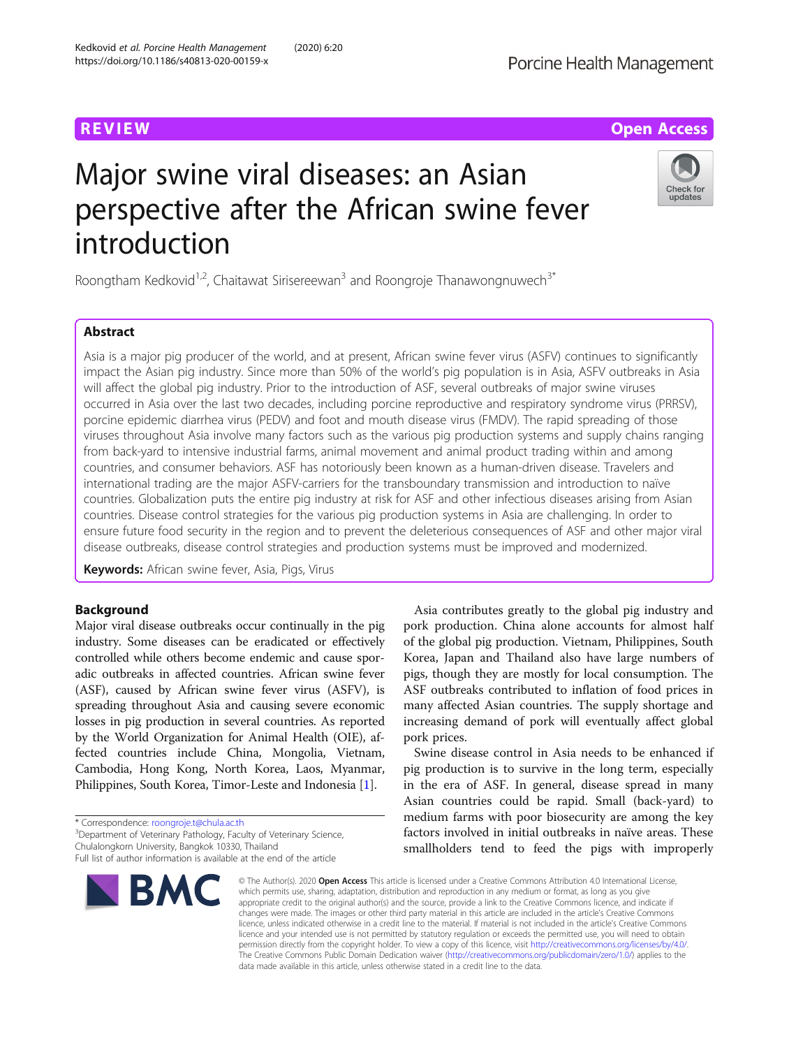REVIEW

Open Access

# Major swine viral diseases: an Asian perspective after the African swine fever introduction

Roongtham Kedkovid[1,2], Chaitawat Sirisereewan[3] and Roongroje Thanawongnuwech[3*]

## Abstract

Asia is a major pig producer of the world, and at present, African swine fever virus (ASFV) continues to significantly impact the Asian pig industry. Since more than 50% of the world's pig population is in Asia, ASFV outbreaks in Asia will affect the global pig industry. Prior to the introduction of ASF, several outbreaks of major swine viruses occurred in Asia over the last two decades, including porcine reproductive and respiratory syndrome virus (PRRSV), porcine epidemic diarrhea virus (PEDV) and foot and mouth disease virus (FMDV). The rapid spreading of those viruses throughout Asia involve many factors such as the various pig production systems and supply chains ranging from back-yard to intensive industrial farms, animal movement and animal product trading within and among countries, and consumer behaviors. ASF has notoriously been known as a human-driven disease. Travelers and international trading are the major ASFV-carriers for the transboundary transmission and introduction to naïve countries. Globalization puts the entire pig industry at risk for ASF and other infectious diseases arising from Asian countries. Disease control strategies for the various pig production systems in Asia are challenging. In order to ensure future food security in the region and to prevent the deleterious consequences of ASF and other major viral disease outbreaks, disease control strategies and production systems must be improved and modernized.

**Keywords:** African swine fever, Asia, Pigs, Virus

## Background

Major viral disease outbreaks occur continually in the pig industry. Some diseases can be eradicated or effectively controlled while others become endemic and cause sporadic outbreaks in affected countries. African swine fever (ASF), caused by African swine fever virus (ASFV), is spreading throughout Asia and causing severe economic losses in pig production in several countries. As reported by the World Organization for Animal Health (OIE), affected countries include China, Mongolia, Vietnam, Cambodia, Hong Kong, North Korea, Laos, Myanmar, Philippines, South Korea, Timor-Leste and Indonesia [1].

Asia contributes greatly to the global pig industry and pork production. China alone accounts for almost half of the global pig production. Vietnam, Philippines, South Korea, Japan and Thailand also have large numbers of pigs, though they are mostly for local consumption. The ASF outbreaks contributed to inflation of food prices in many affected Asian countries. The supply shortage and increasing demand of pork will eventually affect global pork prices.

Swine disease control in Asia needs to be enhanced if pig production is to survive in the long term, especially in the era of ASF. In general, disease spread in many Asian countries could be rapid. Small (back-yard) to medium farms with poor biosecurity are among the key factors involved in initial outbreaks in naïve areas. These smallholders tend to feed the pigs with improperly

\* Correspondence: roongroje.t@chula.ac.th
[3]Department of Veterinary Pathology, Faculty of Veterinary Science, Chulalongkorn University, Bangkok 10330, Thailand
Full list of author information is available at the end of the article

© The Author(s). 2020 **Open Access** This article is licensed under a Creative Commons Attribution 4.0 International License, which permits use, sharing, adaptation, distribution and reproduction in any medium or format, as long as you give appropriate credit to the original author(s) and the source, provide a link to the Creative Commons licence, and indicate if changes were made. The images or other third party material in this article are included in the article's Creative Commons licence, unless indicated otherwise in a credit line to the material. If material is not included in the article's Creative Commons licence and your intended use is not permitted by statutory regulation or exceeds the permitted use, you will need to obtain permission directly from the copyright holder. To view a copy of this licence, visit http://creativecommons.org/licenses/by/4.0/. The Creative Commons Public Domain Dedication waiver (http://creativecommons.org/publicdomain/zero/1.0/) applies to the data made available in this article, unless otherwise stated in a credit line to the data.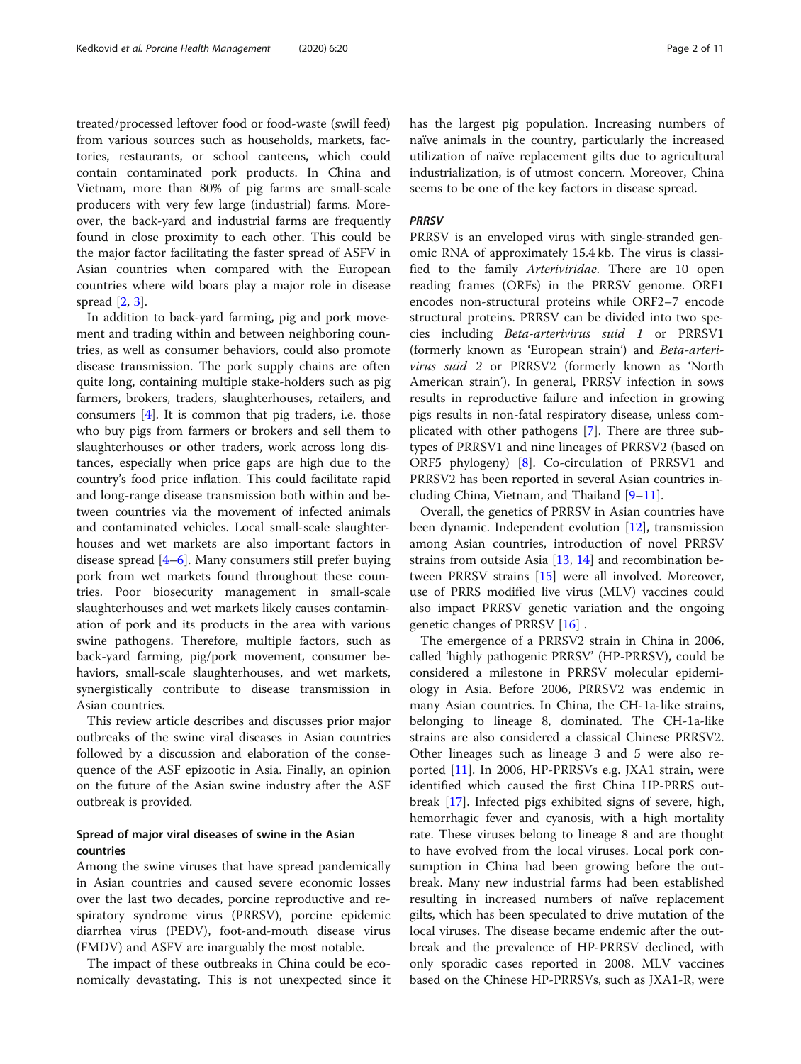treated/processed leftover food or food-waste (swill feed) from various sources such as households, markets, factories, restaurants, or school canteens, which could contain contaminated pork products. In China and Vietnam, more than 80% of pig farms are small-scale producers with very few large (industrial) farms. Moreover, the back-yard and industrial farms are frequently found in close proximity to each other. This could be the major factor facilitating the faster spread of ASFV in Asian countries when compared with the European countries where wild boars play a major role in disease spread [2, 3].

In addition to back-yard farming, pig and pork movement and trading within and between neighboring countries, as well as consumer behaviors, could also promote disease transmission. The pork supply chains are often quite long, containing multiple stake-holders such as pig farmers, brokers, traders, slaughterhouses, retailers, and consumers [4]. It is common that pig traders, i.e. those who buy pigs from farmers or brokers and sell them to slaughterhouses or other traders, work across long distances, especially when price gaps are high due to the country's food price inflation. This could facilitate rapid and long-range disease transmission both within and between countries via the movement of infected animals and contaminated vehicles. Local small-scale slaughterhouses and wet markets are also important factors in disease spread [4–6]. Many consumers still prefer buying pork from wet markets found throughout these countries. Poor biosecurity management in small-scale slaughterhouses and wet markets likely causes contamination of pork and its products in the area with various swine pathogens. Therefore, multiple factors, such as back-yard farming, pig/pork movement, consumer behaviors, small-scale slaughterhouses, and wet markets, synergistically contribute to disease transmission in Asian countries.

This review article describes and discusses prior major outbreaks of the swine viral diseases in Asian countries followed by a discussion and elaboration of the consequence of the ASF epizootic in Asia. Finally, an opinion on the future of the Asian swine industry after the ASF outbreak is provided.

## Spread of major viral diseases of swine in the Asian countries

Among the swine viruses that have spread pandemically in Asian countries and caused severe economic losses over the last two decades, porcine reproductive and respiratory syndrome virus (PRRSV), porcine epidemic diarrhea virus (PEDV), foot-and-mouth disease virus (FMDV) and ASFV are inarguably the most notable.

The impact of these outbreaks in China could be economically devastating. This is not unexpected since it has the largest pig population. Increasing numbers of naïve animals in the country, particularly the increased utilization of naïve replacement gilts due to agricultural industrialization, is of utmost concern. Moreover, China seems to be one of the key factors in disease spread.

### *PRRSV*

PRRSV is an enveloped virus with single-stranded genomic RNA of approximately 15.4 kb. The virus is classified to the family *Arteriviridae*. There are 10 open reading frames (ORFs) in the PRRSV genome. ORF1 encodes non-structural proteins while ORF2–7 encode structural proteins. PRRSV can be divided into two species including *Beta-arterivirus suid 1* or PRRSV1 (formerly known as 'European strain') and *Beta-arterivirus suid 2* or PRRSV2 (formerly known as 'North American strain'). In general, PRRSV infection in sows results in reproductive failure and infection in growing pigs results in non-fatal respiratory disease, unless complicated with other pathogens [7]. There are three subtypes of PRRSV1 and nine lineages of PRRSV2 (based on ORF5 phylogeny) [8]. Co-circulation of PRRSV1 and PRRSV2 has been reported in several Asian countries including China, Vietnam, and Thailand [9–11].

Overall, the genetics of PRRSV in Asian countries have been dynamic. Independent evolution [12], transmission among Asian countries, introduction of novel PRRSV strains from outside Asia [13, 14] and recombination between PRRSV strains [15] were all involved. Moreover, use of PRRS modified live virus (MLV) vaccines could also impact PRRSV genetic variation and the ongoing genetic changes of PRRSV [16] .

The emergence of a PRRSV2 strain in China in 2006, called 'highly pathogenic PRRSV' (HP-PRRSV), could be considered a milestone in PRRSV molecular epidemiology in Asia. Before 2006, PRRSV2 was endemic in many Asian countries. In China, the CH-1a-like strains, belonging to lineage 8, dominated. The CH-1a-like strains are also considered a classical Chinese PRRSV2. Other lineages such as lineage 3 and 5 were also reported [11]. In 2006, HP-PRRSVs e.g. JXA1 strain, were identified which caused the first China HP-PRRS outbreak [17]. Infected pigs exhibited signs of severe, high, hemorrhagic fever and cyanosis, with a high mortality rate. These viruses belong to lineage 8 and are thought to have evolved from the local viruses. Local pork consumption in China had been growing before the outbreak. Many new industrial farms had been established resulting in increased numbers of naïve replacement gilts, which has been speculated to drive mutation of the local viruses. The disease became endemic after the outbreak and the prevalence of HP-PRRSV declined, with only sporadic cases reported in 2008. MLV vaccines based on the Chinese HP-PRRSVs, such as JXA1-R, were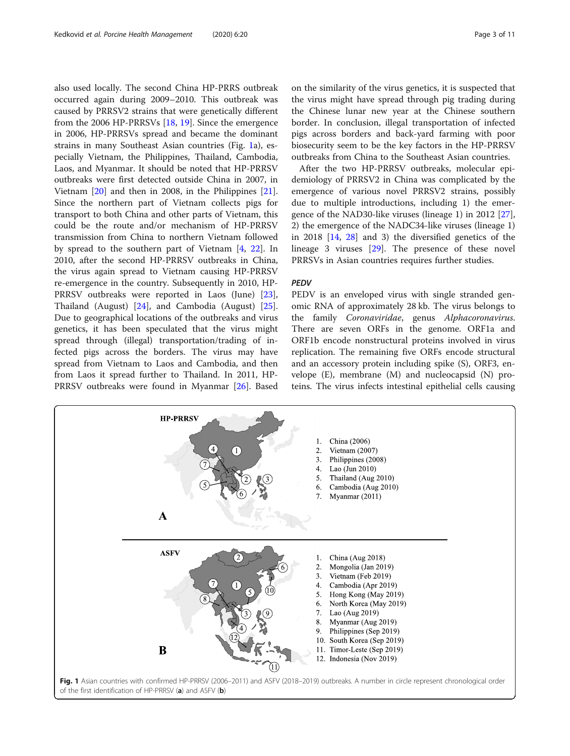also used locally. The second China HP-PRRS outbreak occurred again during 2009–2010. This outbreak was caused by PRRSV2 strains that were genetically different from the 2006 HP-PRRSVs [18, 19]. Since the emergence in 2006, HP-PRRSVs spread and became the dominant strains in many Southeast Asian countries (Fig. 1a), especially Vietnam, the Philippines, Thailand, Cambodia, Laos, and Myanmar. It should be noted that HP-PRRSV outbreaks were first detected outside China in 2007, in Vietnam [20] and then in 2008, in the Philippines [21]. Since the northern part of Vietnam collects pigs for transport to both China and other parts of Vietnam, this could be the route and/or mechanism of HP-PRRSV transmission from China to northern Vietnam followed by spread to the southern part of Vietnam [4, 22]. In 2010, after the second HP-PRRSV outbreaks in China, the virus again spread to Vietnam causing HP-PRRSV re-emergence in the country. Subsequently in 2010, HP-PRRSV outbreaks were reported in Laos (June) [23], Thailand (August) [24], and Cambodia (August) [25]. Due to geographical locations of the outbreaks and virus genetics, it has been speculated that the virus might spread through (illegal) transportation/trading of infected pigs across the borders. The virus may have spread from Vietnam to Laos and Cambodia, and then from Laos it spread further to Thailand. In 2011, HP-PRRSV outbreaks were found in Myanmar [26]. Based on the similarity of the virus genetics, it is suspected that the virus might have spread through pig trading during the Chinese lunar new year at the Chinese southern border. In conclusion, illegal transportation of infected pigs across borders and back-yard farming with poor biosecurity seem to be the key factors in the HP-PRRSV outbreaks from China to the Southeast Asian countries.

After the two HP-PRRSV outbreaks, molecular epidemiology of PRRSV2 in China was complicated by the emergence of various novel PRRSV2 strains, possibly due to multiple introductions, including 1) the emergence of the NAD30-like viruses (lineage 1) in 2012 [27], 2) the emergence of the NADC34-like viruses (lineage 1) in 2018 [14, 28] and 3) the diversified genetics of the lineage 3 viruses [29]. The presence of these novel PRRSVs in Asian countries requires further studies.

### PEDV

PEDV is an enveloped virus with single stranded genomic RNA of approximately 28 kb. The virus belongs to the family *Coronaviridae*, genus *Alphacoronavirus*. There are seven ORFs in the genome. ORF1a and ORF1b encode nonstructural proteins involved in virus replication. The remaining five ORFs encode structural and an accessory protein including spike (S), ORF3, envelope (E), membrane (M) and nucleocapsid (N) proteins. The virus infects intestinal epithelial cells causing

**Fig. 1** Asian countries with confirmed HP-PRRSV (2006–2011) and ASFV (2018–2019) outbreaks. A number in circle represent chronological order of the first identification of HP-PRRSV (**a**) and ASFV (**b**)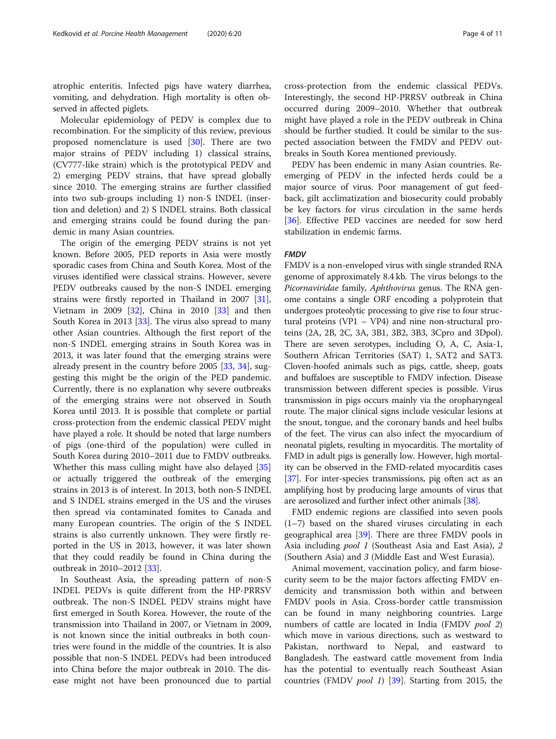atrophic enteritis. Infected pigs have watery diarrhea, vomiting, and dehydration. High mortality is often observed in affected piglets.

Molecular epidemiology of PEDV is complex due to recombination. For the simplicity of this review, previous proposed nomenclature is used [30]. There are two major strains of PEDV including 1) classical strains, (CV777-like strain) which is the prototypical PEDV and 2) emerging PEDV strains, that have spread globally since 2010. The emerging strains are further classified into two sub-groups including 1) non-S INDEL (insertion and deletion) and 2) S INDEL strains. Both classical and emerging strains could be found during the pandemic in many Asian countries.

The origin of the emerging PEDV strains is not yet known. Before 2005, PED reports in Asia were mostly sporadic cases from China and South Korea. Most of the viruses identified were classical strains. However, severe PEDV outbreaks caused by the non-S INDEL emerging strains were firstly reported in Thailand in 2007 [31], Vietnam in 2009 [32], China in 2010 [33] and then South Korea in 2013 [33]. The virus also spread to many other Asian countries. Although the first report of the non-S INDEL emerging strains in South Korea was in 2013, it was later found that the emerging strains were already present in the country before 2005 [33, 34], suggesting this might be the origin of the PED pandemic. Currently, there is no explanation why severe outbreaks of the emerging strains were not observed in South Korea until 2013. It is possible that complete or partial cross-protection from the endemic classical PEDV might have played a role. It should be noted that large numbers of pigs (one-third of the population) were culled in South Korea during 2010–2011 due to FMDV outbreaks. Whether this mass culling might have also delayed [35] or actually triggered the outbreak of the emerging strains in 2013 is of interest. In 2013, both non-S INDEL and S INDEL strains emerged in the US and the viruses then spread via contaminated fomites to Canada and many European countries. The origin of the S INDEL strains is also currently unknown. They were firstly reported in the US in 2013, however, it was later shown that they could readily be found in China during the outbreak in 2010–2012 [33].

In Southeast Asia, the spreading pattern of non-S INDEL PEDVs is quite different from the HP-PRRSV outbreak. The non-S INDEL PEDV strains might have first emerged in South Korea. However, the route of the transmission into Thailand in 2007, or Vietnam in 2009, is not known since the initial outbreaks in both countries were found in the middle of the countries. It is also possible that non-S INDEL PEDVs had been introduced into China before the major outbreak in 2010. The disease might not have been pronounced due to partial cross-protection from the endemic classical PEDVs. Interestingly, the second HP-PRRSV outbreak in China occurred during 2009–2010. Whether that outbreak might have played a role in the PEDV outbreak in China should be further studied. It could be similar to the suspected association between the FMDV and PEDV outbreaks in South Korea mentioned previously.

PEDV has been endemic in many Asian countries. Re-emerging of PEDV in the infected herds could be a major source of virus. Poor management of gut feedback, gilt acclimatization and biosecurity could probably be key factors for virus circulation in the same herds [36]. Effective PED vaccines are needed for sow herd stabilization in endemic farms.

### *FMDV*

FMDV is a non-enveloped virus with single stranded RNA genome of approximately 8.4 kb. The virus belongs to the *Picornaviridae* family, *Aphthovirus* genus. The RNA genome contains a single ORF encoding a polyprotein that undergoes proteolytic processing to give rise to four structural proteins (VP1 – VP4) and nine non-structural proteins (2A, 2B, 2C, 3A, 3B1, 3B2, 3B3, 3Cpro and 3Dpol). There are seven serotypes, including O, A, C, Asia-1, Southern African Territories (SAT) 1, SAT2 and SAT3. Cloven-hoofed animals such as pigs, cattle, sheep, goats and buffaloes are susceptible to FMDV infection. Disease transmission between different species is possible. Virus transmission in pigs occurs mainly via the oropharyngeal route. The major clinical signs include vesicular lesions at the snout, tongue, and the coronary bands and heel bulbs of the feet. The virus can also infect the myocardium of neonatal piglets, resulting in myocarditis. The mortality of FMD in adult pigs is generally low. However, high mortality can be observed in the FMD-related myocarditis cases [37]. For inter-species transmissions, pig often act as an amplifying host by producing large amounts of virus that are aerosolized and further infect other animals [38].

FMD endemic regions are classified into seven pools (1–7) based on the shared viruses circulating in each geographical area [39]. There are three FMDV pools in Asia including *pool 1* (Southeast Asia and East Asia), *2* (Southern Asia) and *3* (Middle East and West Eurasia).

Animal movement, vaccination policy, and farm biosecurity seem to be the major factors affecting FMDV endemicity and transmission both within and between FMDV pools in Asia. Cross-border cattle transmission can be found in many neighboring countries. Large numbers of cattle are located in India (FMDV *pool 2*) which move in various directions, such as westward to Pakistan, northward to Nepal, and eastward to Bangladesh. The eastward cattle movement from India has the potential to eventually reach Southeast Asian countries (FMDV *pool 1*) [39]. Starting from 2015, the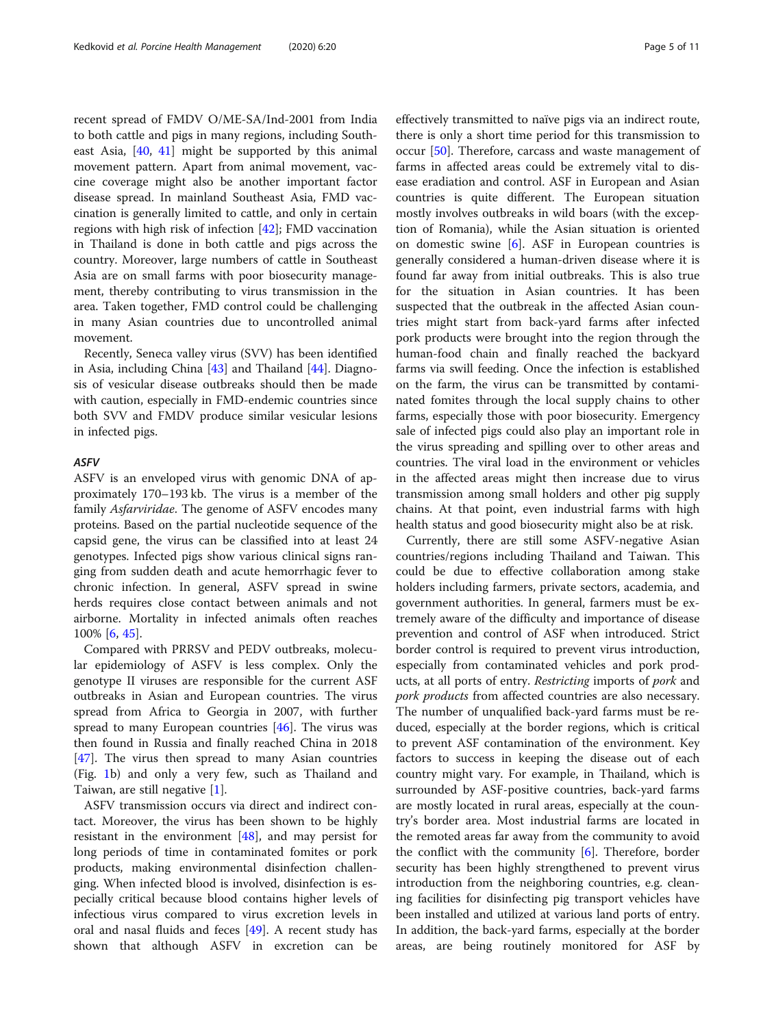recent spread of FMDV O/ME-SA/Ind-2001 from India to both cattle and pigs in many regions, including Southeast Asia, [40, 41] might be supported by this animal movement pattern. Apart from animal movement, vaccine coverage might also be another important factor disease spread. In mainland Southeast Asia, FMD vaccination is generally limited to cattle, and only in certain regions with high risk of infection [42]; FMD vaccination in Thailand is done in both cattle and pigs across the country. Moreover, large numbers of cattle in Southeast Asia are on small farms with poor biosecurity management, thereby contributing to virus transmission in the area. Taken together, FMD control could be challenging in many Asian countries due to uncontrolled animal movement.

Recently, Seneca valley virus (SVV) has been identified in Asia, including China [43] and Thailand [44]. Diagnosis of vesicular disease outbreaks should then be made with caution, especially in FMD-endemic countries since both SVV and FMDV produce similar vesicular lesions in infected pigs.

### *ASFV*

ASFV is an enveloped virus with genomic DNA of approximately 170–193 kb. The virus is a member of the family *Asfarviridae*. The genome of ASFV encodes many proteins. Based on the partial nucleotide sequence of the capsid gene, the virus can be classified into at least 24 genotypes. Infected pigs show various clinical signs ranging from sudden death and acute hemorrhagic fever to chronic infection. In general, ASFV spread in swine herds requires close contact between animals and not airborne. Mortality in infected animals often reaches 100% [6, 45].

Compared with PRRSV and PEDV outbreaks, molecular epidemiology of ASFV is less complex. Only the genotype II viruses are responsible for the current ASF outbreaks in Asian and European countries. The virus spread from Africa to Georgia in 2007, with further spread to many European countries [46]. The virus was then found in Russia and finally reached China in 2018 [47]. The virus then spread to many Asian countries (Fig. 1b) and only a very few, such as Thailand and Taiwan, are still negative [1].

ASFV transmission occurs via direct and indirect contact. Moreover, the virus has been shown to be highly resistant in the environment [48], and may persist for long periods of time in contaminated fomites or pork products, making environmental disinfection challenging. When infected blood is involved, disinfection is especially critical because blood contains higher levels of infectious virus compared to virus excretion levels in oral and nasal fluids and feces [49]. A recent study has shown that although ASFV in excretion can be effectively transmitted to naïve pigs via an indirect route, there is only a short time period for this transmission to occur [50]. Therefore, carcass and waste management of farms in affected areas could be extremely vital to disease eradiation and control. ASF in European and Asian countries is quite different. The European situation mostly involves outbreaks in wild boars (with the exception of Romania), while the Asian situation is oriented on domestic swine [6]. ASF in European countries is generally considered a human-driven disease where it is found far away from initial outbreaks. This is also true for the situation in Asian countries. It has been suspected that the outbreak in the affected Asian countries might start from back-yard farms after infected pork products were brought into the region through the human-food chain and finally reached the backyard farms via swill feeding. Once the infection is established on the farm, the virus can be transmitted by contaminated fomites through the local supply chains to other farms, especially those with poor biosecurity. Emergency sale of infected pigs could also play an important role in the virus spreading and spilling over to other areas and countries. The viral load in the environment or vehicles in the affected areas might then increase due to virus transmission among small holders and other pig supply chains. At that point, even industrial farms with high health status and good biosecurity might also be at risk.

Currently, there are still some ASFV-negative Asian countries/regions including Thailand and Taiwan. This could be due to effective collaboration among stake holders including farmers, private sectors, academia, and government authorities. In general, farmers must be extremely aware of the difficulty and importance of disease prevention and control of ASF when introduced. Strict border control is required to prevent virus introduction, especially from contaminated vehicles and pork products, at all ports of entry. *Restricting* imports of *pork* and *pork products* from affected countries are also necessary. The number of unqualified back-yard farms must be reduced, especially at the border regions, which is critical to prevent ASF contamination of the environment. Key factors to success in keeping the disease out of each country might vary. For example, in Thailand, which is surrounded by ASF-positive countries, back-yard farms are mostly located in rural areas, especially at the country's border area. Most industrial farms are located in the remoted areas far away from the community to avoid the conflict with the community [6]. Therefore, border security has been highly strengthened to prevent virus introduction from the neighboring countries, e.g. cleaning facilities for disinfecting pig transport vehicles have been installed and utilized at various land ports of entry. In addition, the back-yard farms, especially at the border areas, are being routinely monitored for ASF by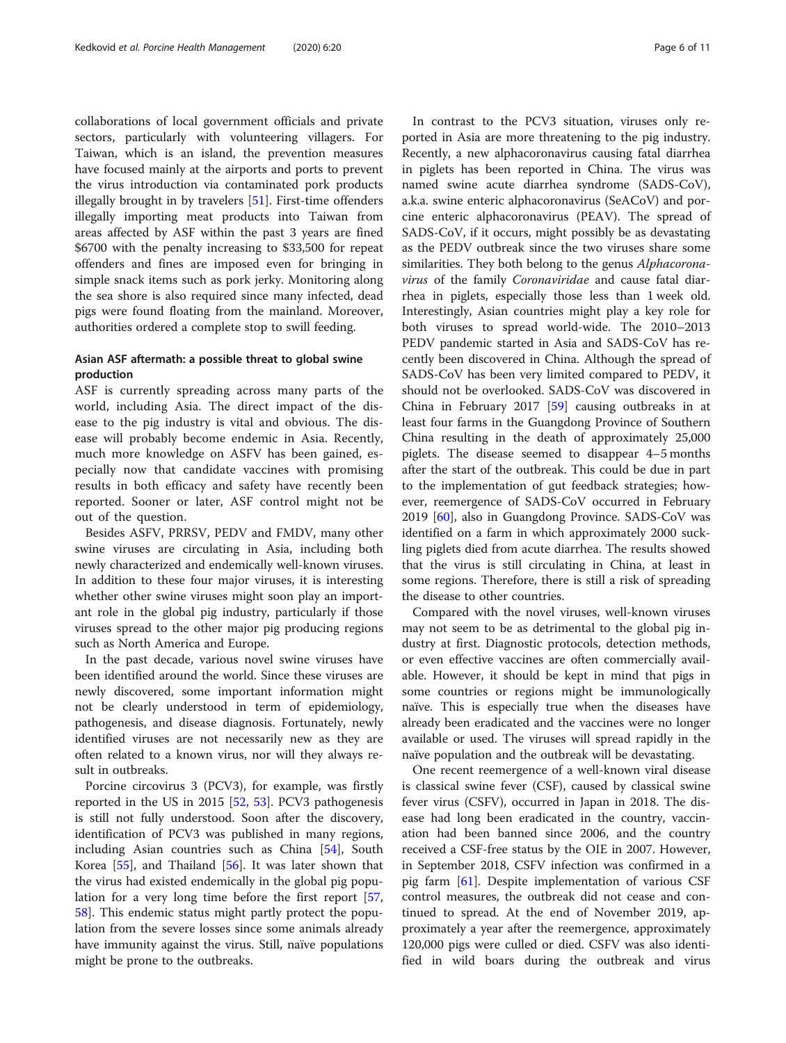collaborations of local government officials and private sectors, particularly with volunteering villagers. For Taiwan, which is an island, the prevention measures have focused mainly at the airports and ports to prevent the virus introduction via contaminated pork products illegally brought in by travelers [51]. First-time offenders illegally importing meat products into Taiwan from areas affected by ASF within the past 3 years are fined $6700 with the penalty increasing to $33,500 for repeat offenders and fines are imposed even for bringing in simple snack items such as pork jerky. Monitoring along the sea shore is also required since many infected, dead pigs were found floating from the mainland. Moreover, authorities ordered a complete stop to swill feeding.

## Asian ASF aftermath: a possible threat to global swine production

ASF is currently spreading across many parts of the world, including Asia. The direct impact of the disease to the pig industry is vital and obvious. The disease will probably become endemic in Asia. Recently, much more knowledge on ASFV has been gained, especially now that candidate vaccines with promising results in both efficacy and safety have recently been reported. Sooner or later, ASF control might not be out of the question.

Besides ASFV, PRRSV, PEDV and FMDV, many other swine viruses are circulating in Asia, including both newly characterized and endemically well-known viruses. In addition to these four major viruses, it is interesting whether other swine viruses might soon play an important role in the global pig industry, particularly if those viruses spread to the other major pig producing regions such as North America and Europe.

In the past decade, various novel swine viruses have been identified around the world. Since these viruses are newly discovered, some important information might not be clearly understood in term of epidemiology, pathogenesis, and disease diagnosis. Fortunately, newly identified viruses are not necessarily new as they are often related to a known virus, nor will they always result in outbreaks.

Porcine circovirus 3 (PCV3), for example, was firstly reported in the US in 2015 [52, 53]. PCV3 pathogenesis is still not fully understood. Soon after the discovery, identification of PCV3 was published in many regions, including Asian countries such as China [54], South Korea [55], and Thailand [56]. It was later shown that the virus had existed endemically in the global pig population for a very long time before the first report [57, 58]. This endemic status might partly protect the population from the severe losses since some animals already have immunity against the virus. Still, naïve populations might be prone to the outbreaks.

In contrast to the PCV3 situation, viruses only reported in Asia are more threatening to the pig industry. Recently, a new alphacoronavirus causing fatal diarrhea in piglets has been reported in China. The virus was named swine acute diarrhea syndrome (SADS-CoV), a.k.a. swine enteric alphacoronavirus (SeACoV) and porcine enteric alphacoronavirus (PEAV). The spread of SADS-CoV, if it occurs, might possibly be as devastating as the PEDV outbreak since the two viruses share some similarities. They both belong to the genus *Alphacoronavirus* of the family *Coronaviridae* and cause fatal diarrhea in piglets, especially those less than 1 week old. Interestingly, Asian countries might play a key role for both viruses to spread world-wide. The 2010–2013 PEDV pandemic started in Asia and SADS-CoV has recently been discovered in China. Although the spread of SADS-CoV has been very limited compared to PEDV, it should not be overlooked. SADS-CoV was discovered in China in February 2017 [59] causing outbreaks in at least four farms in the Guangdong Province of Southern China resulting in the death of approximately 25,000 piglets. The disease seemed to disappear 4–5 months after the start of the outbreak. This could be due in part to the implementation of gut feedback strategies; however, reemergence of SADS-CoV occurred in February 2019 [60], also in Guangdong Province. SADS-CoV was identified on a farm in which approximately 2000 suckling piglets died from acute diarrhea. The results showed that the virus is still circulating in China, at least in some regions. Therefore, there is still a risk of spreading the disease to other countries.

Compared with the novel viruses, well-known viruses may not seem to be as detrimental to the global pig industry at first. Diagnostic protocols, detection methods, or even effective vaccines are often commercially available. However, it should be kept in mind that pigs in some countries or regions might be immunologically naïve. This is especially true when the diseases have already been eradicated and the vaccines were no longer available or used. The viruses will spread rapidly in the naïve population and the outbreak will be devastating.

One recent reemergence of a well-known viral disease is classical swine fever (CSF), caused by classical swine fever virus (CSFV), occurred in Japan in 2018. The disease had long been eradicated in the country, vaccination had been banned since 2006, and the country received a CSF-free status by the OIE in 2007. However, in September 2018, CSFV infection was confirmed in a pig farm [61]. Despite implementation of various CSF control measures, the outbreak did not cease and continued to spread. At the end of November 2019, approximately a year after the reemergence, approximately 120,000 pigs were culled or died. CSFV was also identified in wild boars during the outbreak and virus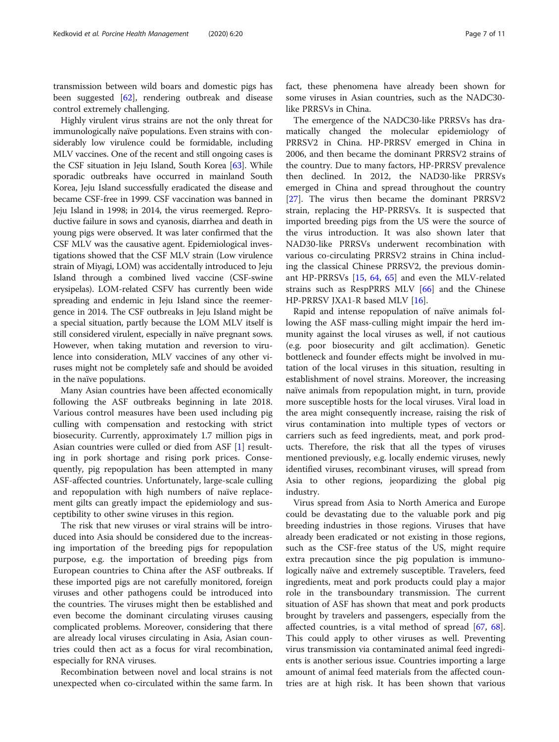transmission between wild boars and domestic pigs has been suggested [62], rendering outbreak and disease control extremely challenging.

Highly virulent virus strains are not the only threat for immunologically naïve populations. Even strains with considerably low virulence could be formidable, including MLV vaccines. One of the recent and still ongoing cases is the CSF situation in Jeju Island, South Korea [63]. While sporadic outbreaks have occurred in mainland South Korea, Jeju Island successfully eradicated the disease and became CSF-free in 1999. CSF vaccination was banned in Jeju Island in 1998; in 2014, the virus reemerged. Reproductive failure in sows and cyanosis, diarrhea and death in young pigs were observed. It was later confirmed that the CSF MLV was the causative agent. Epidemiological investigations showed that the CSF MLV strain (Low virulence strain of Miyagi, LOM) was accidentally introduced to Jeju Island through a combined lived vaccine (CSF-swine erysipelas). LOM-related CSFV has currently been wide spreading and endemic in Jeju Island since the reemergence in 2014. The CSF outbreaks in Jeju Island might be a special situation, partly because the LOM MLV itself is still considered virulent, especially in naïve pregnant sows. However, when taking mutation and reversion to virulence into consideration, MLV vaccines of any other viruses might not be completely safe and should be avoided in the naïve populations.

Many Asian countries have been affected economically following the ASF outbreaks beginning in late 2018. Various control measures have been used including pig culling with compensation and restocking with strict biosecurity. Currently, approximately 1.7 million pigs in Asian countries were culled or died from ASF [1] resulting in pork shortage and rising pork prices. Consequently, pig repopulation has been attempted in many ASF-affected countries. Unfortunately, large-scale culling and repopulation with high numbers of naïve replacement gilts can greatly impact the epidemiology and susceptibility to other swine viruses in this region.

The risk that new viruses or viral strains will be introduced into Asia should be considered due to the increasing importation of the breeding pigs for repopulation purpose, e.g. the importation of breeding pigs from European countries to China after the ASF outbreaks. If these imported pigs are not carefully monitored, foreign viruses and other pathogens could be introduced into the countries. The viruses might then be established and even become the dominant circulating viruses causing complicated problems. Moreover, considering that there are already local viruses circulating in Asia, Asian countries could then act as a focus for viral recombination, especially for RNA viruses.

Recombination between novel and local strains is not unexpected when co-circulated within the same farm. In fact, these phenomena have already been shown for some viruses in Asian countries, such as the NADC30-like PRRSVs in China.

The emergence of the NADC30-like PRRSVs has dramatically changed the molecular epidemiology of PRRSV2 in China. HP-PRRSV emerged in China in 2006, and then became the dominant PRRSV2 strains of the country. Due to many factors, HP-PRRSV prevalence then declined. In 2012, the NAD30-like PRRSVs emerged in China and spread throughout the country [27]. The virus then became the dominant PRRSV2 strain, replacing the HP-PRRSVs. It is suspected that imported breeding pigs from the US were the source of the virus introduction. It was also shown later that NAD30-like PRRSVs underwent recombination with various co-circulating PRRSV2 strains in China including the classical Chinese PRRSV2, the previous dominant HP-PRRSVs [15, 64, 65] and even the MLV-related strains such as RespPRRS MLV [66] and the Chinese HP-PRRSV JXA1-R based MLV [16].

Rapid and intense repopulation of naïve animals following the ASF mass-culling might impair the herd immunity against the local viruses as well, if not cautious (e.g. poor biosecurity and gilt acclimation). Genetic bottleneck and founder effects might be involved in mutation of the local viruses in this situation, resulting in establishment of novel strains. Moreover, the increasing naïve animals from repopulation might, in turn, provide more susceptible hosts for the local viruses. Viral load in the area might consequently increase, raising the risk of virus contamination into multiple types of vectors or carriers such as feed ingredients, meat, and pork products. Therefore, the risk that all the types of viruses mentioned previously, e.g. locally endemic viruses, newly identified viruses, recombinant viruses, will spread from Asia to other regions, jeopardizing the global pig industry.

Virus spread from Asia to North America and Europe could be devastating due to the valuable pork and pig breeding industries in those regions. Viruses that have already been eradicated or not existing in those regions, such as the CSF-free status of the US, might require extra precaution since the pig population is immunologically naïve and extremely susceptible. Travelers, feed ingredients, meat and pork products could play a major role in the transboundary transmission. The current situation of ASF has shown that meat and pork products brought by travelers and passengers, especially from the affected countries, is a vital method of spread [67, 68]. This could apply to other viruses as well. Preventing virus transmission via contaminated animal feed ingredients is another serious issue. Countries importing a large amount of animal feed materials from the affected countries are at high risk. It has been shown that various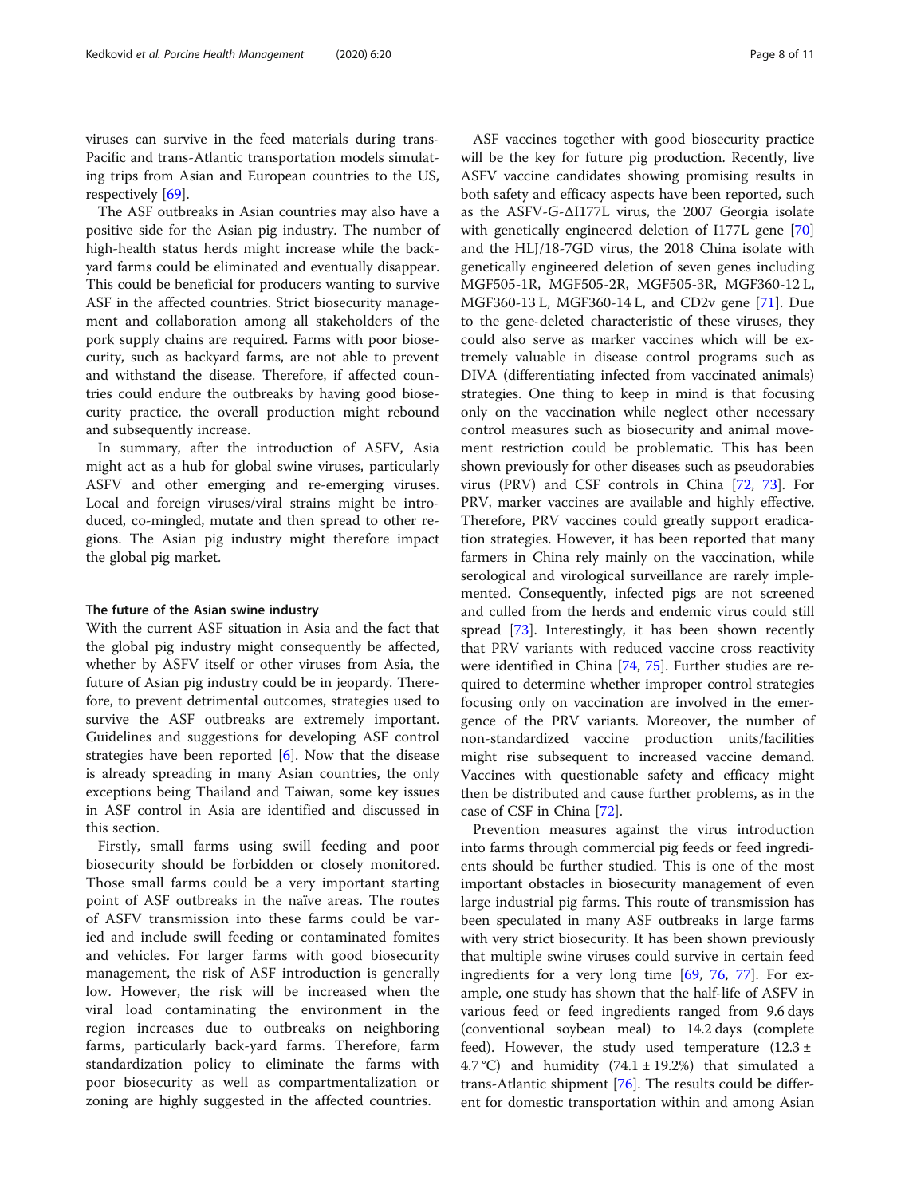viruses can survive in the feed materials during trans-Pacific and trans-Atlantic transportation models simulating trips from Asian and European countries to the US, respectively [69].

The ASF outbreaks in Asian countries may also have a positive side for the Asian pig industry. The number of high-health status herds might increase while the backyard farms could be eliminated and eventually disappear. This could be beneficial for producers wanting to survive ASF in the affected countries. Strict biosecurity management and collaboration among all stakeholders of the pork supply chains are required. Farms with poor biosecurity, such as backyard farms, are not able to prevent and withstand the disease. Therefore, if affected countries could endure the outbreaks by having good biosecurity practice, the overall production might rebound and subsequently increase.

In summary, after the introduction of ASFV, Asia might act as a hub for global swine viruses, particularly ASFV and other emerging and re-emerging viruses. Local and foreign viruses/viral strains might be introduced, co-mingled, mutate and then spread to other regions. The Asian pig industry might therefore impact the global pig market.

### The future of the Asian swine industry

With the current ASF situation in Asia and the fact that the global pig industry might consequently be affected, whether by ASFV itself or other viruses from Asia, the future of Asian pig industry could be in jeopardy. Therefore, to prevent detrimental outcomes, strategies used to survive the ASF outbreaks are extremely important. Guidelines and suggestions for developing ASF control strategies have been reported [6]. Now that the disease is already spreading in many Asian countries, the only exceptions being Thailand and Taiwan, some key issues in ASF control in Asia are identified and discussed in this section.

Firstly, small farms using swill feeding and poor biosecurity should be forbidden or closely monitored. Those small farms could be a very important starting point of ASF outbreaks in the naïve areas. The routes of ASFV transmission into these farms could be varied and include swill feeding or contaminated fomites and vehicles. For larger farms with good biosecurity management, the risk of ASF introduction is generally low. However, the risk will be increased when the viral load contaminating the environment in the region increases due to outbreaks on neighboring farms, particularly back-yard farms. Therefore, farm standardization policy to eliminate the farms with poor biosecurity as well as compartmentalization or zoning are highly suggested in the affected countries.

ASF vaccines together with good biosecurity practice will be the key for future pig production. Recently, live ASFV vaccine candidates showing promising results in both safety and efficacy aspects have been reported, such as the ASFV-G-ΔI177L virus, the 2007 Georgia isolate with genetically engineered deletion of I177L gene [70] and the HLJ/18-7GD virus, the 2018 China isolate with genetically engineered deletion of seven genes including MGF505-1R, MGF505-2R, MGF505-3R, MGF360-12 L, MGF360-13 L, MGF360-14 L, and CD2v gene [71]. Due to the gene-deleted characteristic of these viruses, they could also serve as marker vaccines which will be extremely valuable in disease control programs such as DIVA (differentiating infected from vaccinated animals) strategies. One thing to keep in mind is that focusing only on the vaccination while neglect other necessary control measures such as biosecurity and animal movement restriction could be problematic. This has been shown previously for other diseases such as pseudorabies virus (PRV) and CSF controls in China [72, 73]. For PRV, marker vaccines are available and highly effective. Therefore, PRV vaccines could greatly support eradication strategies. However, it has been reported that many farmers in China rely mainly on the vaccination, while serological and virological surveillance are rarely implemented. Consequently, infected pigs are not screened and culled from the herds and endemic virus could still spread [73]. Interestingly, it has been shown recently that PRV variants with reduced vaccine cross reactivity were identified in China [74, 75]. Further studies are required to determine whether improper control strategies focusing only on vaccination are involved in the emergence of the PRV variants. Moreover, the number of non-standardized vaccine production units/facilities might rise subsequent to increased vaccine demand. Vaccines with questionable safety and efficacy might then be distributed and cause further problems, as in the case of CSF in China [72].

Prevention measures against the virus introduction into farms through commercial pig feeds or feed ingredients should be further studied. This is one of the most important obstacles in biosecurity management of even large industrial pig farms. This route of transmission has been speculated in many ASF outbreaks in large farms with very strict biosecurity. It has been shown previously that multiple swine viruses could survive in certain feed ingredients for a very long time [69, 76, 77]. For example, one study has shown that the half-life of ASFV in various feed or feed ingredients ranged from 9.6 days (conventional soybean meal) to 14.2 days (complete feed). However, the study used temperature ($12.3 \pm 4.7$ °C) and humidity ($74.1 \pm 19.2\%$) that simulated a trans-Atlantic shipment [76]. The results could be different for domestic transportation within and among Asian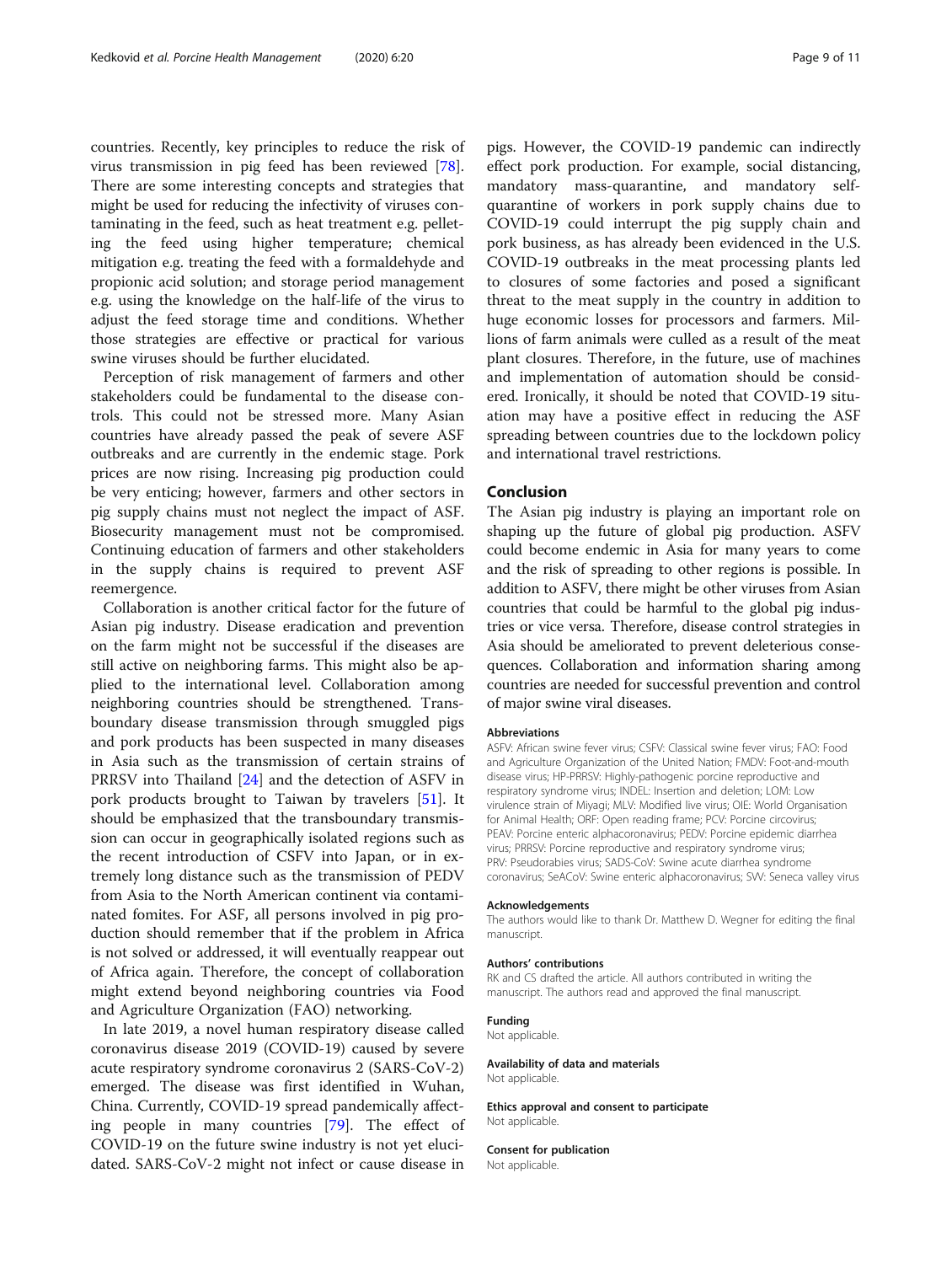countries. Recently, key principles to reduce the risk of virus transmission in pig feed has been reviewed [78]. There are some interesting concepts and strategies that might be used for reducing the infectivity of viruses contaminating in the feed, such as heat treatment e.g. pelleting the feed using higher temperature; chemical mitigation e.g. treating the feed with a formaldehyde and propionic acid solution; and storage period management e.g. using the knowledge on the half-life of the virus to adjust the feed storage time and conditions. Whether those strategies are effective or practical for various swine viruses should be further elucidated.

Perception of risk management of farmers and other stakeholders could be fundamental to the disease controls. This could not be stressed more. Many Asian countries have already passed the peak of severe ASF outbreaks and are currently in the endemic stage. Pork prices are now rising. Increasing pig production could be very enticing; however, farmers and other sectors in pig supply chains must not neglect the impact of ASF. Biosecurity management must not be compromised. Continuing education of farmers and other stakeholders in the supply chains is required to prevent ASF reemergence.

Collaboration is another critical factor for the future of Asian pig industry. Disease eradication and prevention on the farm might not be successful if the diseases are still active on neighboring farms. This might also be applied to the international level. Collaboration among neighboring countries should be strengthened. Transboundary disease transmission through smuggled pigs and pork products has been suspected in many diseases in Asia such as the transmission of certain strains of PRRSV into Thailand [24] and the detection of ASFV in pork products brought to Taiwan by travelers [51]. It should be emphasized that the transboundary transmission can occur in geographically isolated regions such as the recent introduction of CSFV into Japan, or in extremely long distance such as the transmission of PEDV from Asia to the North American continent via contaminated fomites. For ASF, all persons involved in pig production should remember that if the problem in Africa is not solved or addressed, it will eventually reappear out of Africa again. Therefore, the concept of collaboration might extend beyond neighboring countries via Food and Agriculture Organization (FAO) networking.

In late 2019, a novel human respiratory disease called coronavirus disease 2019 (COVID-19) caused by severe acute respiratory syndrome coronavirus 2 (SARS-CoV-2) emerged. The disease was first identified in Wuhan, China. Currently, COVID-19 spread pandemically affecting people in many countries [79]. The effect of COVID-19 on the future swine industry is not yet elucidated. SARS-CoV-2 might not infect or cause disease in pigs. However, the COVID-19 pandemic can indirectly effect pork production. For example, social distancing, mandatory mass-quarantine, and mandatory self-quarantine of workers in pork supply chains due to COVID-19 could interrupt the pig supply chain and pork business, as has already been evidenced in the U.S. COVID-19 outbreaks in the meat processing plants led to closures of some factories and posed a significant threat to the meat supply in the country in addition to huge economic losses for processors and farmers. Millions of farm animals were culled as a result of the meat plant closures. Therefore, in the future, use of machines and implementation of automation should be considered. Ironically, it should be noted that COVID-19 situation may have a positive effect in reducing the ASF spreading between countries due to the lockdown policy and international travel restrictions.

## Conclusion

The Asian pig industry is playing an important role on shaping up the future of global pig production. ASFV could become endemic in Asia for many years to come and the risk of spreading to other regions is possible. In addition to ASFV, there might be other viruses from Asian countries that could be harmful to the global pig industries or vice versa. Therefore, disease control strategies in Asia should be ameliorated to prevent deleterious consequences. Collaboration and information sharing among countries are needed for successful prevention and control of major swine viral diseases.

#### Abbreviations

ASFV: African swine fever virus; CSFV: Classical swine fever virus; FAO: Food and Agriculture Organization of the United Nation; FMDV: Foot-and-mouth disease virus; HP-PRRSV: Highly-pathogenic porcine reproductive and respiratory syndrome virus; INDEL: Insertion and deletion; LOM: Low virulence strain of Miyagi; MLV: Modified live virus; OIE: World Organisation for Animal Health; ORF: Open reading frame; PCV: Porcine circovirus; PEAV: Porcine enteric alphacoronavirus; PEDV: Porcine epidemic diarrhea virus; PRRSV: Porcine reproductive and respiratory syndrome virus; PRV: Pseudorabies virus; SADS-CoV: Swine acute diarrhea syndrome coronavirus; SeACoV: Swine enteric alphacoronavirus; SVV: Seneca valley virus

#### Acknowledgements

The authors would like to thank Dr. Matthew D. Wegner for editing the final manuscript.

#### Authors' contributions

RK and CS drafted the article. All authors contributed in writing the manuscript. The authors read and approved the final manuscript.

#### Funding

Not applicable.

#### Availability of data and materials

Not applicable.

#### Ethics approval and consent to participate

Not applicable.

#### Consent for publication

Not applicable.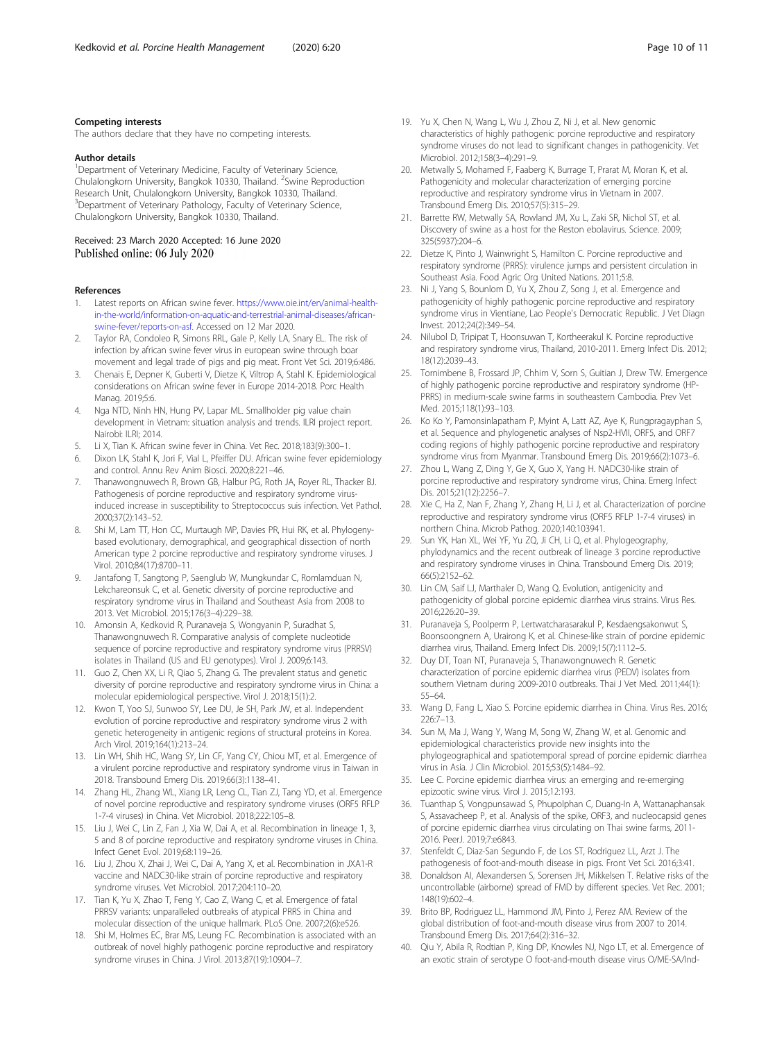#### Competing interests

The authors declare that they have no competing interests.

#### Author details

[1]Department of Veterinary Medicine, Faculty of Veterinary Science, Chulalongkorn University, Bangkok 10330, Thailand. [2]Swine Reproduction Research Unit, Chulalongkorn University, Bangkok 10330, Thailand. [3]Department of Veterinary Pathology, Faculty of Veterinary Science, Chulalongkorn University, Bangkok 10330, Thailand.

Received: 23 March 2020 Accepted: 16 June 2020
Published online: 06 July 2020

#### References

1. Latest reports on African swine fever. https://www.oie.int/en/animal-health-in-the-world/information-on-aquatic-and-terrestrial-animal-diseases/african-swine-fever/reports-on-asf. Accessed on 12 Mar 2020.
2. Taylor RA, Condoleo R, Simons RRL, Gale P, Kelly LA, Snary EL. The risk of infection by african swine fever virus in european swine through boar movement and legal trade of pigs and pig meat. Front Vet Sci. 2019;6:486.
3. Chenais E, Depner K, Guberti V, Dietze K, Viltrop A, Stahl K. Epidemiological considerations on African swine fever in Europe 2014-2018. Porc Health Manag. 2019;5:6.
4. Nga NTD, Ninh HN, Hung PV, Lapar ML. Smallholder pig value chain development in Vietnam: situation analysis and trends. ILRI project report. Nairobi: ILRI; 2014.
5. Li X, Tian K. African swine fever in China. Vet Rec. 2018;183(9):300–1.
6. Dixon LK, Stahl K, Jori F, Vial L, Pfeiffer DU. African swine fever epidemiology and control. Annu Rev Anim Biosci. 2020;8:221–46.
7. Thanawongnuwech R, Brown GB, Halbur PG, Roth JA, Royer RL, Thacker BJ. Pathogenesis of porcine reproductive and respiratory syndrome virus-induced increase in susceptibility to Streptococcus suis infection. Vet Pathol. 2000;37(2):143–52.
8. Shi M, Lam TT, Hon CC, Murtaugh MP, Davies PR, Hui RK, et al. Phylogeny-based evolutionary, demographical, and geographical dissection of north American type 2 porcine reproductive and respiratory syndrome viruses. J Virol. 2010;84(17):8700–11.
9. Jantafong T, Sangtong P, Saenglub W, Mungkundar C, Romlamduan N, Lekchareonsuk C, et al. Genetic diversity of porcine reproductive and respiratory syndrome virus in Thailand and Southeast Asia from 2008 to 2013. Vet Microbiol. 2015;176(3–4):229–38.
10. Amonsin A, Kedkovid R, Puranaveja S, Wongyanin P, Suradhat S, Thanawongnuwech R. Comparative analysis of complete nucleotide sequence of porcine reproductive and respiratory syndrome virus (PRRSV) isolates in Thailand (US and EU genotypes). Virol J. 2009;6:143.
11. Guo Z, Chen XX, Li R, Qiao S, Zhang G. The prevalent status and genetic diversity of porcine reproductive and respiratory syndrome virus in China: a molecular epidemiological perspective. Virol J. 2018;15(1):2.
12. Kwon T, Yoo SJ, Sunwoo SY, Lee DU, Je SH, Park JW, et al. Independent evolution of porcine reproductive and respiratory syndrome virus 2 with genetic heterogeneity in antigenic regions of structural proteins in Korea. Arch Virol. 2019;164(1):213–24.
13. Lin WH, Shih HC, Wang SY, Lin CF, Yang CY, Chiou MT, et al. Emergence of a virulent porcine reproductive and respiratory syndrome virus in Taiwan in 2018. Transbound Emerg Dis. 2019;66(3):1138–41.
14. Zhang HL, Zhang WL, Xiang LR, Leng CL, Tian ZJ, Tang YD, et al. Emergence of novel porcine reproductive and respiratory syndrome viruses (ORF5 RFLP 1-7-4 viruses) in China. Vet Microbiol. 2018;222:105–8.
15. Liu J, Wei C, Lin Z, Fan J, Xia W, Dai A, et al. Recombination in lineage 1, 3, 5 and 8 of porcine reproductive and respiratory syndrome viruses in China. Infect Genet Evol. 2019;68:119–26.
16. Liu J, Zhou X, Zhai J, Wei C, Dai A, Yang X, et al. Recombination in JXA1-R vaccine and NADC30-like strain of porcine reproductive and respiratory syndrome viruses. Vet Microbiol. 2017;204:110–20.
17. Tian K, Yu X, Zhao T, Feng Y, Cao Z, Wang C, et al. Emergence of fatal PRRSV variants: unparalleled outbreaks of atypical PRRS in China and molecular dissection of the unique hallmark. PLoS One. 2007;2(6):e526.
18. Shi M, Holmes EC, Brar MS, Leung FC. Recombination is associated with an outbreak of novel highly pathogenic porcine reproductive and respiratory syndrome viruses in China. J Virol. 2013;87(19):10904–7.
19. Yu X, Chen N, Wang L, Wu J, Zhou Z, Ni J, et al. New genomic characteristics of highly pathogenic porcine reproductive and respiratory syndrome viruses do not lead to significant changes in pathogenicity. Vet Microbiol. 2012;158(3–4):291–9.
20. Metwally S, Mohamed F, Faaberg K, Burrage T, Prarat M, Moran K, et al. Pathogenicity and molecular characterization of emerging porcine reproductive and respiratory syndrome virus in Vietnam in 2007. Transbound Emerg Dis. 2010;57(5):315–29.
21. Barrette RW, Metwally SA, Rowland JM, Xu L, Zaki SR, Nichol ST, et al. Discovery of swine as a host for the Reston ebolavirus. Science. 2009; 325(5937):204–6.
22. Dietze K, Pinto J, Wainwright S, Hamilton C. Porcine reproductive and respiratory syndrome (PRRS): virulence jumps and persistent circulation in Southeast Asia. Food Agric Org United Nations. 2011;5:8.
23. Ni J, Yang S, Bounlom D, Yu X, Zhou Z, Song J, et al. Emergence and pathogenicity of highly pathogenic porcine reproductive and respiratory syndrome virus in Vientiane, Lao People's Democratic Republic. J Vet Diagn Invest. 2012;24(2):349–54.
24. Nilubol D, Tripipat T, Hoonsuwan T, Kortheerakul K. Porcine reproductive and respiratory syndrome virus, Thailand, 2010-2011. Emerg Infect Dis. 2012; 18(12):2039–43.
25. Tornimbene B, Frossard JP, Chhim V, Sorn S, Guitian J, Drew TW. Emergence of highly pathogenic porcine reproductive and respiratory syndrome (HP-PRRS) in medium-scale swine farms in southeastern Cambodia. Prev Vet Med. 2015;118(1):93–103.
26. Ko Ko Y, Pamonsinlapatham P, Myint A, Latt AZ, Aye K, Rungpragayphan S, et al. Sequence and phylogenetic analyses of Nsp2-HVII, ORF5, and ORF7 coding regions of highly pathogenic porcine reproductive and respiratory syndrome virus from Myanmar. Transbound Emerg Dis. 2019;66(2):1073–6.
27. Zhou L, Wang Z, Ding Y, Ge X, Guo X, Yang H. NADC30-like strain of porcine reproductive and respiratory syndrome virus, China. Emerg Infect Dis. 2015;21(12):2256–7.
28. Xie C, Ha Z, Nan F, Zhang Y, Zhang H, Li J, et al. Characterization of porcine reproductive and respiratory syndrome virus (ORF5 RFLP 1-7-4 viruses) in northern China. Microb Pathog. 2020;140:103941.
29. Sun YK, Han XL, Wei YF, Yu ZQ, Ji CH, Li Q, et al. Phylogeography, phylodynamics and the recent outbreak of lineage 3 porcine reproductive and respiratory syndrome viruses in China. Transbound Emerg Dis. 2019; 66(5):2152–62.
30. Lin CM, Saif LJ, Marthaler D, Wang Q. Evolution, antigenicity and pathogenicity of global porcine epidemic diarrhea virus strains. Virus Res. 2016;226:20–39.
31. Puranaveja S, Poolperm P, Lertwatcharasarakul P, Kesdaengsakonwut S, Boonsoongnern A, Urairong K, et al. Chinese-like strain of porcine epidemic diarrhea virus, Thailand. Emerg Infect Dis. 2009;15(7):1112–5.
32. Duy DT, Toan NT, Puranaveja S, Thanawongnuwech R. Genetic characterization of porcine epidemic diarrhea virus (PEDV) isolates from southern Vietnam during 2009-2010 outbreaks. Thai J Vet Med. 2011;44(1): 55–64.
33. Wang D, Fang L, Xiao S. Porcine epidemic diarrhea in China. Virus Res. 2016; 226:7–13.
34. Sun M, Ma J, Wang Y, Wang M, Song W, Zhang W, et al. Genomic and epidemiological characteristics provide new insights into the phylogeographical and spatiotemporal spread of porcine epidemic diarrhea virus in Asia. J Clin Microbiol. 2015;53(5):1484–92.
35. Lee C. Porcine epidemic diarrhea virus: an emerging and re-emerging epizootic swine virus. Virol J. 2015;12:193.
36. Tuanthap S, Vongpunsawad S, Phupolphan C, Duang-In A, Wattanaphansak S, Assavacheep P, et al. Analysis of the spike, ORF3, and nucleocapsid genes of porcine epidemic diarrhea virus circulating on Thai swine farms, 2011-2016. PeerJ. 2019;7:e6843.
37. Stenfeldt C, Diaz-San Segundo F, de Los ST, Rodriguez LL, Arzt J. The pathogenesis of foot-and-mouth disease in pigs. Front Vet Sci. 2016;3:41.
38. Donaldson AI, Alexandersen S, Sorensen JH, Mikkelsen T. Relative risks of the uncontrollable (airborne) spread of FMD by different species. Vet Rec. 2001; 148(19):602–4.
39. Brito BP, Rodriguez LL, Hammond JM, Pinto J, Perez AM. Review of the global distribution of foot-and-mouth disease virus from 2007 to 2014. Transbound Emerg Dis. 2017;64(2):316–32.
40. Qiu Y, Abila R, Rodtian P, King DP, Knowles NJ, Ngo LT, et al. Emergence of an exotic strain of serotype O foot-and-mouth disease virus O/ME-SA/Ind-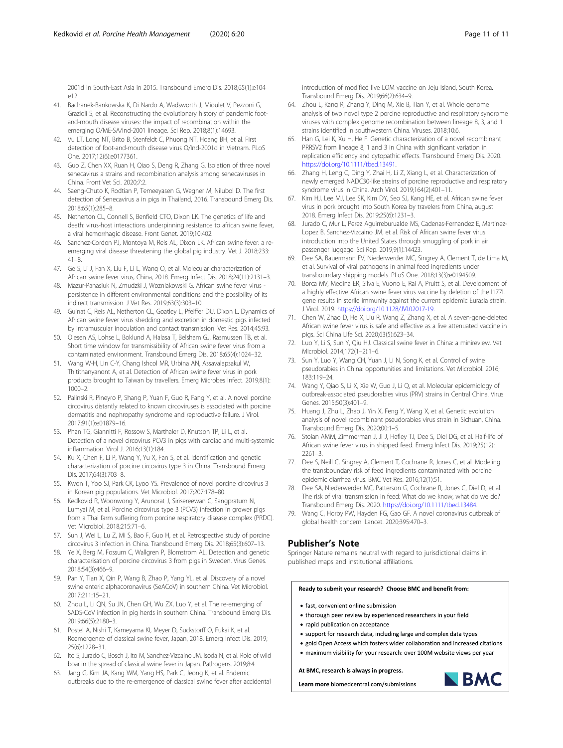2001d in South-East Asia in 2015. Transbound Emerg Dis. 2018;65(1):e104–e12.

41. Bachanek-Bankowska K, Di Nardo A, Wadsworth J, Mioulet V, Pezzoni G, Grazioli S, et al. Reconstructing the evolutionary history of pandemic foot-and-mouth disease viruses: the impact of recombination within the emerging O/ME-SA/Ind-2001 lineage. Sci Rep. 2018;8(1):14693.
42. Vu LT, Long NT, Brito B, Stenfeldt C, Phuong NT, Hoang BH, et al. First detection of foot-and-mouth disease virus O/Ind-2001d in Vietnam. PLoS One. 2017;12(6):e0177361.
43. Guo Z, Chen XX, Ruan H, Qiao S, Deng R, Zhang G. Isolation of three novel senecavirus a strains and recombination analysis among senecaviruses in China. Front Vet Sci. 2020;7:2.
44. Saeng-Chuto K, Rodtian P, Temeeyasen G, Wegner M, Nilubol D. The first detection of Senecavirus a in pigs in Thailand, 2016. Transbound Emerg Dis. 2018;65(1):285–8.
45. Netherton CL, Connell S, Benfield CTO, Dixon LK. The genetics of life and death: virus-host interactions underpinning resistance to african swine fever, a viral hemorrhagic disease. Front Genet. 2019;10:402.
46. Sanchez-Cordon PJ, Montoya M, Reis AL, Dixon LK. African swine fever: a re-emerging viral disease threatening the global pig industry. Vet J. 2018;233:41–8.
47. Ge S, Li J, Fan X, Liu F, Li L, Wang Q, et al. Molecular characterization of African swine fever virus, China, 2018. Emerg Infect Dis. 2018;24(11):2131–3.
48. Mazur-Panasiuk N, Zmudzki J, Wozniakowski G. African swine fever virus - persistence in different environmental conditions and the possibility of its indirect transmission. J Vet Res. 2019;63(3):303–10.
49. Guinat C, Reis AL, Netherton CL, Goatley L, Pfeiffer DU, Dixon L. Dynamics of African swine fever virus shedding and excretion in domestic pigs infected by intramuscular inoculation and contact transmission. Vet Res. 2014;45:93.
50. Olesen AS, Lohse L, Boklund A, Halasa T, Belsham GJ, Rasmussen TB, et al. Short time window for transmissibility of African swine fever virus from a contaminated environment. Transbound Emerg Dis. 2018;65(4):1024–32.
51. Wang W-H, Lin C-Y, Chang Ishcol MR, Urbina AN, Assavalapsakul W, Thitithanyanont A, et al. Detection of African swine fever virus in pork products brought to Taiwan by travellers. Emerg Microbes Infect. 2019;8(1):1000–2.
52. Palinski R, Pineyro P, Shang P, Yuan F, Guo R, Fang Y, et al. A novel porcine circovirus distantly related to known circoviruses is associated with porcine dermatitis and nephropathy syndrome and reproductive failure. J Virol. 2017;91(1):e01879–16.
53. Phan TG, Giannitti F, Rossow S, Marthaler D, Knutson TP, Li L, et al. Detection of a novel circovirus PCV3 in pigs with cardiac and multi-systemic inflammation. Virol J. 2016;13(1):184.
54. Ku X, Chen F, Li P, Wang Y, Yu X, Fan S, et al. Identification and genetic characterization of porcine circovirus type 3 in China. Transbound Emerg Dis. 2017;64(3):703–8.
55. Kwon T, Yoo SJ, Park CK, Lyoo YS. Prevalence of novel porcine circovirus 3 in Korean pig populations. Vet Microbiol. 2017;207:178–80.
56. Kedkovid R, Woonwong Y, Arunorat J, Sirisereewan C, Sangpratum N, Lumyai M, et al. Porcine circovirus type 3 (PCV3) infection in grower pigs from a Thai farm suffering from porcine respiratory disease complex (PRDC). Vet Microbiol. 2018;215:71–6.
57. Sun J, Wei L, Lu Z, Mi S, Bao F, Guo H, et al. Retrospective study of porcine circovirus 3 infection in China. Transbound Emerg Dis. 2018;65(3):607–13.
58. Ye X, Berg M, Fossum C, Wallgren P, Blomstrom AL. Detection and genetic characterisation of porcine circovirus 3 from pigs in Sweden. Virus Genes. 2018;54(3):466–9.
59. Pan Y, Tian X, Qin P, Wang B, Zhao P, Yang YL, et al. Discovery of a novel swine enteric alphacoronavirus (SeACoV) in southern China. Vet Microbiol. 2017;211:15–21.
60. Zhou L, Li QN, Su JN, Chen GH, Wu ZX, Luo Y, et al. The re-emerging of SADS-CoV infection in pig herds in southern China. Transbound Emerg Dis. 2019;66(5):2180–3.
61. Postel A, Nishi T, Kameyama KI, Meyer D, Suckstorff O, Fukai K, et al. Reemergence of classical swine fever, Japan, 2018. Emerg Infect Dis. 2019;25(6):1228–31.
62. Ito S, Jurado C, Bosch J, Ito M, Sanchez-Vizcaino JM, Isoda N, et al. Role of wild boar in the spread of classical swine fever in Japan. Pathogens. 2019;8:4.
63. Jang G, Kim JA, Kang WM, Yang HS, Park C, Jeong K, et al. Endemic outbreaks due to the re-emergence of classical swine fever after accidental introduction of modified live LOM vaccine on Jeju Island, South Korea. Transbound Emerg Dis. 2019;66(2):634–9.
64. Zhou L, Kang R, Zhang Y, Ding M, Xie B, Tian Y, et al. Whole genome analysis of two novel type 2 porcine reproductive and respiratory syndrome viruses with complex genome recombination between lineage 8, 3, and 1 strains identified in southwestern China. Viruses. 2018;10:6.
65. Han G, Lei K, Xu H, He F. Genetic characterization of a novel recombinant PRRSV2 from lineage 8, 1 and 3 in China with significant variation in replication efficiency and cytopathic effects. Transbound Emerg Dis. 2020. https://doi.org/10.1111/tbed.13491.
66. Zhang H, Leng C, Ding Y, Zhai H, Li Z, Xiang L, et al. Characterization of newly emerged NADC30-like strains of porcine reproductive and respiratory syndrome virus in China. Arch Virol. 2019;164(2):401–11.
67. Kim HJ, Lee MJ, Lee SK, Kim DY, Seo SJ, Kang HE, et al. African swine fever virus in pork brought into South Korea by travelers from China, august 2018. Emerg Infect Dis. 2019;25(6):1231–3.
68. Jurado C, Mur L, Perez Aguirreburualde MS, Cadenas-Fernandez E, Martinez-Lopez B, Sanchez-Vizcaino JM, et al. Risk of African swine fever virus introduction into the United States through smuggling of pork in air passenger luggage. Sci Rep. 2019;9(1):14423.
69. Dee SA, Bauermann FV, Niederwerder MC, Singrey A, Clement T, de Lima M, et al. Survival of viral pathogens in animal feed ingredients under transboundary shipping models. PLoS One. 2018;13(3):e0194509.
70. Borca MV, Medina ER, Silva E, Vuono E, Rai A, Pruitt S, et al. Development of a highly effective African swine fever virus vaccine by deletion of the I177L gene results in sterile immunity against the current epidemic Eurasia strain. J Virol. 2019. https://doi.org/10.1128/JVI.02017-19.
71. Chen W, Zhao D, He X, Liu R, Wang Z, Zhang X, et al. A seven-gene-deleted African swine fever virus is safe and effective as a live attenuated vaccine in pigs. Sci China Life Sci. 2020;63(5):623–34.
72. Luo Y, Li S, Sun Y, Qiu HJ. Classical swine fever in China: a minireview. Vet Microbiol. 2014;172(1–2):1–6.
73. Sun Y, Luo Y, Wang CH, Yuan J, Li N, Song K, et al. Control of swine pseudorabies in China: opportunities and limitations. Vet Microbiol. 2016;183:119–24.
74. Wang Y, Qiao S, Li X, Xie W, Guo J, Li Q, et al. Molecular epidemiology of outbreak-associated pseudorabies virus (PRV) strains in Central China. Virus Genes. 2015;50(3):401–9.
75. Huang J, Zhu L, Zhao J, Yin X, Feng Y, Wang X, et al. Genetic evolution analysis of novel recombinant pseudorabies virus strain in Sichuan, China. Transbound Emerg Dis. 2020;00:1–5.
76. Stoian AMM, Zimmerman J, Ji J, Hefley TJ, Dee S, Diel DG, et al. Half-life of African swine fever virus in shipped feed. Emerg Infect Dis. 2019;25(12):2261–3.
77. Dee S, Neill C, Singrey A, Clement T, Cochrane R, Jones C, et al. Modeling the transboundary risk of feed ingredients contaminated with porcine epidemic diarrhea virus. BMC Vet Res. 2016;12(1):51.
78. Dee SA, Niederwerder MC, Patterson G, Cochrane R, Jones C, Diel D, et al. The risk of viral transmission in feed: What do we know, what do we do? Transbound Emerg Dis. 2020. https://doi.org/10.1111/tbed.13484.
79. Wang C, Horby PW, Hayden FG, Gao GF. A novel coronavirus outbreak of global health concern. Lancet. 2020;395:470–3.

## Publisher's Note

Springer Nature remains neutral with regard to jurisdictional claims in published maps and institutional affiliations.

**Ready to submit your research? Choose BMC and benefit from:**

- fast, convenient online submission
- thorough peer review by experienced researchers in your field
- rapid publication on acceptance
- support for research data, including large and complex data types
- gold Open Access which fosters wider collaboration and increased citations
- maximum visibility for your research: over 100M website views per year

**At BMC, research is always in progress.**

**Learn more** biomedcentral.com/submissions

BMC